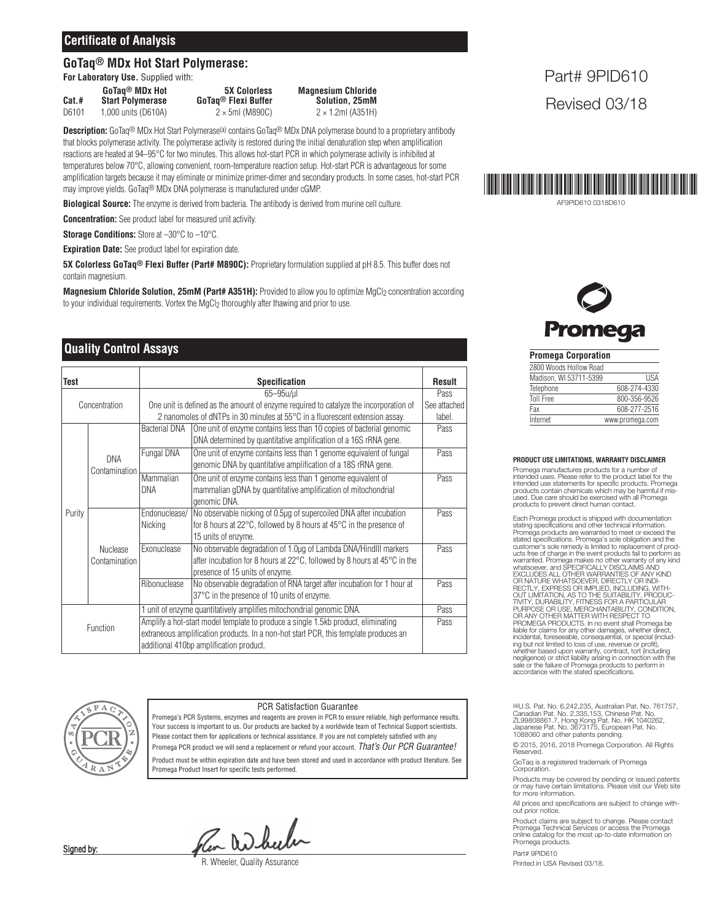## Certificate of Analysis

### GoTaq® MDx Hot Start Polymerase:

**For Laboratory Use.** Supplied with:

| Cat.# | GoTaq® MDx Hot Start Polymerase | 5X Colorless GoTaq® Flexi Buffer | Magnesium Chloride Solution, 25mM |
|---|---|---|---|
| D6101 | 1,000 units (D610A) | 2 × 5ml (M890C) | 2 × 1.2ml (A351H) |

Part# 9PID610

Revised 03/18

AF9PID610 0318D610

**Description:** GoTaq® MDx Hot Start Polymerase[(a)] contains GoTaq® MDx DNA polymerase bound to a proprietary antibody that blocks polymerase activity. The polymerase activity is restored during the initial denaturation step when amplification reactions are heated at 94–95°C for two minutes. This allows hot-start PCR in which polymerase activity is inhibited at temperatures below 70°C, allowing convenient, room-temperature reaction setup. Hot-start PCR is advantageous for some amplification targets because it may eliminate or minimize primer-dimer and secondary products. In some cases, hot-start PCR may improve yields. GoTaq® MDx DNA polymerase is manufactured under cGMP.

**Biological Source:** The enzyme is derived from bacteria. The antibody is derived from murine cell culture.

**Concentration:** See product label for measured unit activity.

**Storage Conditions:** Store at –30°C to –10°C.

**Expiration Date:** See product label for expiration date.

**5X Colorless GoTaq® Flexi Buffer (Part# M890C):** Proprietary formulation supplied at pH 8.5. This buffer does not contain magnesium.

**Magnesium Chloride Solution, 25mM (Part# A351H):** Provided to allow you to optimize $MgCl_2$ concentration according to your individual requirements. Vortex the $MgCl_2$ thoroughly after thawing and prior to use.

## Quality Control Assays

| Test | | | Specification | Result |
|---|---|---|---|---|
| Concentration | | | 65–95u/µl<br>One unit is defined as the amount of enzyme required to catalyze the incorporation of 2 nanomoles of dNTPs in 30 minutes at 55°C in a fluorescent extension assay. | Pass<br>See attached label. |
| Purity | DNA Contamination | Bacterial DNA | One unit of enzyme contains less than 10 copies of bacterial genomic DNA determined by quantitative amplification of a 16S rRNA gene. | Pass |
| | | Fungal DNA | One unit of enzyme contains less than 1 genome equivalent of fungal genomic DNA by quantitative amplification of a 18S rRNA gene. | Pass |
| | | Mammalian DNA | One unit of enzyme contains less than 1 genome equivalent of mammalian gDNA by quantitative amplification of mitochondrial genomic DNA. | Pass |
| | Nuclease Contamination | Endonuclease/ Nicking | No observable nicking of 0.5µg of supercoiled DNA after incubation for 8 hours at 22°C, followed by 8 hours at 45°C in the presence of 15 units of enzyme. | Pass |
| | | Exonuclease | No observable degradation of 1.0µg of Lambda DNA/HindIII markers after incubation for 8 hours at 22°C, followed by 8 hours at 45°C in the presence of 15 units of enzyme. | Pass |
| | | Ribonuclease | No observable degradation of RNA target after incubation for 1 hour at 37°C in the presence of 10 units of enzyme. | Pass |
| Function | | | 1 unit of enzyme quantitatively amplifies mitochondrial genomic DNA. | Pass |
| | | | Amplify a hot-start model template to produce a single 1.5kb product, eliminating extraneous amplification products. In a non-hot start PCR, this template produces an additional 410bp amplification product. | Pass |

**PCR Satisfaction Guarantee**

Promega's PCR Systems, enzymes and reagents are proven in PCR to ensure reliable, high performance results. Your success is important to us. Our products are backed by a worldwide team of Technical Support scientists. Please contact them for applications or technical assistance. If you are not completely satisfied with any Promega PCR product we will send a replacement or refund your account. *That's Our PCR Guarantee!*

Product must be within expiration date and have been stored and used in accordance with product literature. See Promega Product Insert for specific tests performed.

Signed by:

R. Wheeler, Quality Assurance

**Promega Corporation**

| | |
|---|---|
| 2800 Woods Hollow Road | |
| Madison, WI 53711-5399 | USA |
| Telephone | 608-274-4330 |
| Toll Free | 800-356-9526 |
| Fax | 608-277-2516 |
| Internet | www.promega.com |

**PRODUCT USE LIMITATIONS, WARRANTY DISCLAIMER**

Promega manufactures products for a number of intended uses. Please refer to the product label for the intended use statements for specific products. Promega products contain chemicals which may be harmful if misused. Due care should be exercised with all Promega products to prevent direct human contact.

Each Promega product is shipped with documentation stating specifications and other technical information. Promega products are warranted to meet or exceed the stated specifications. Promega's sole obligation and the customer's sole remedy is limited to replacement of products free of charge in the event products fail to perform as warranted. Promega makes no other warranty of any kind whatsoever, and SPECIFICALLY DISCLAIMS AND EXCLUDES ALL OTHER WARRANTIES OF ANY KIND OR NATURE WHATSOEVER, DIRECTLY OR INDIRECTLY, EXPRESS OR IMPLIED, INCLUDING, WITHOUT LIMITATION, AS TO THE SUITABILITY, PRODUCTIVITY, DURABILITY, FITNESS FOR A PARTICULAR PURPOSE OR USE, MERCHANTABILITY, CONDITION, OR ANY OTHER MATTER WITH RESPECT TO PROMEGA PRODUCTS. In no event shall Promega be liable for claims for any other damages, whether direct, incidental, foreseeable, consequential, or special (including but not limited to loss of use, revenue or profit), whether based upon warranty, contract, tort (including negligence) or strict liability arising in connection with the sale or the failure of Promega products to perform in accordance with the stated specifications.

[(a)]U.S. Pat. No. 6,242,235, Australian Pat. No. 761757, Canadian Pat. No. 2,335,153, Chinese Pat. No. ZL99808861.7, Hong Kong Pat. No. HK 1040262, Japanese Pat. No. 3673175, European Pat. No. 1088060 and other patents pending.

© 2015, 2016, 2018 Promega Corporation. All Rights Reserved.

GoTaq is a registered trademark of Promega Corporation.

Products may be covered by pending or issued patents or may have certain limitations. Please visit our Web site for more information.

All prices and specifications are subject to change without prior notice.

Product claims are subject to change. Please contact Promega Technical Services or access the Promega online catalog for the most up-to-date information on Promega products.

Part# 9PID610

Printed in USA Revised 03/18.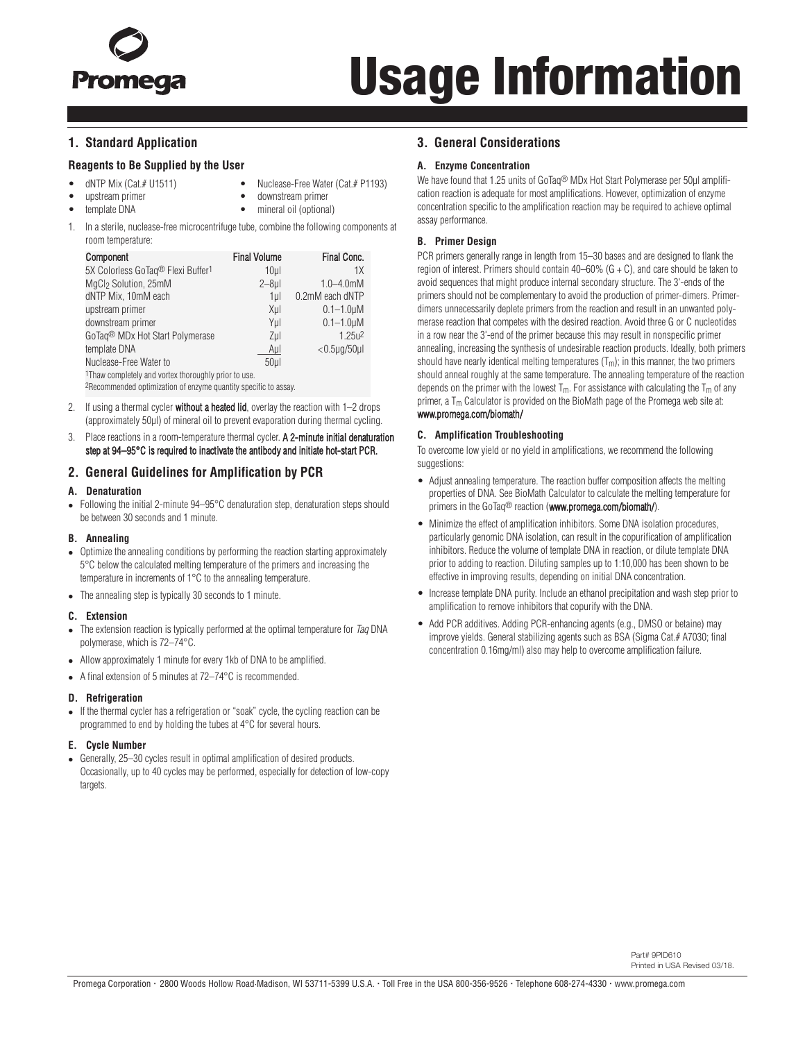# Usage Information

## 1. Standard Application

### Reagents to Be Supplied by the User

- dNTP Mix (Cat.# U1511)
- upstream primer
- template DNA
- Nuclease-Free Water (Cat.# P1193)
- downstream primer
- mineral oil (optional)

1. In a sterile, nuclease-free microcentrifuge tube, combine the following components at room temperature:

| Component | Final Volume | Final Conc. |
|---|---|---|
| 5X Colorless GoTaq® Flexi Buffer[1] | 10µl | 1X |
| $MgCl_2$ Solution, 25mM | 2–8µl | 1.0–4.0mM |
| dNTP Mix, 10mM each | 1µl | 0.2mM each dNTP |
| upstream primer | Xµl | 0.1–1.0µM |
| downstream primer | Yµl | 0.1–1.0µM |
| GoTaq® MDx Hot Start Polymerase | Zµl | 1.25u[2] |
| template DNA | Aµl | <0.5µg/50µl |
| Nuclease-Free Water to | 50µl | |

[1]Thaw completely and vortex thoroughly prior to use.
[2]Recommended optimization of enzyme quantity specific to assay.

2. If using a thermal cycler **without a heated lid**, overlay the reaction with 1–2 drops (approximately 50µl) of mineral oil to prevent evaporation during thermal cycling.
3. Place reactions in a room-temperature thermal cycler. **A 2-minute initial denaturation step at 94–95°C is required to inactivate the antibody and initiate hot-start PCR.**

## 2. General Guidelines for Amplification by PCR

### A. Denaturation

- Following the initial 2-minute 94–95°C denaturation step, denaturation steps should be between 30 seconds and 1 minute.

### B. Annealing

- Optimize the annealing conditions by performing the reaction starting approximately 5°C below the calculated melting temperature of the primers and increasing the temperature in increments of 1°C to the annealing temperature.
- The annealing step is typically 30 seconds to 1 minute.

### C. Extension

- The extension reaction is typically performed at the optimal temperature for *Taq* DNA polymerase, which is 72–74°C.
- Allow approximately 1 minute for every 1kb of DNA to be amplified.
- A final extension of 5 minutes at 72–74°C is recommended.

### D. Refrigeration

- If the thermal cycler has a refrigeration or "soak" cycle, the cycling reaction can be programmed to end by holding the tubes at 4°C for several hours.

### E. Cycle Number

- Generally, 25–30 cycles result in optimal amplification of desired products. Occasionally, up to 40 cycles may be performed, especially for detection of low-copy targets.

## 3. General Considerations

### A. Enzyme Concentration

We have found that 1.25 units of GoTaq® MDx Hot Start Polymerase per 50µl amplification reaction is adequate for most amplifications. However, optimization of enzyme concentration specific to the amplification reaction may be required to achieve optimal assay performance.

### B. Primer Design

PCR primers generally range in length from 15–30 bases and are designed to flank the region of interest. Primers should contain 40–60% (G + C), and care should be taken to avoid sequences that might produce internal secondary structure. The 3′-ends of the primers should not be complementary to avoid the production of primer-dimers. Primer-dimers unnecessarily deplete primers from the reaction and result in an unwanted polymerase reaction that competes with the desired reaction. Avoid three G or C nucleotides in a row near the 3′-end of the primer because this may result in nonspecific primer annealing, increasing the synthesis of undesirable reaction products. Ideally, both primers should have nearly identical melting temperatures ($T_m$); in this manner, the two primers should anneal roughly at the same temperature. The annealing temperature of the reaction depends on the primer with the lowest $T_m$. For assistance with calculating the $T_m$ of any primer, a $T_m$ Calculator is provided on the BioMath page of the Promega web site at: **www.promega.com/biomath/**

### C. Amplification Troubleshooting

To overcome low yield or no yield in amplifications, we recommend the following suggestions:

- Adjust annealing temperature. The reaction buffer composition affects the melting properties of DNA. See BioMath Calculator to calculate the melting temperature for primers in the GoTaq® reaction (**www.promega.com/biomath/**).
- Minimize the effect of amplification inhibitors. Some DNA isolation procedures, particularly genomic DNA isolation, can result in the copurification of amplification inhibitors. Reduce the volume of template DNA in reaction, or dilute template DNA prior to adding to reaction. Diluting samples up to 1:10,000 has been shown to be effective in improving results, depending on initial DNA concentration.
- Increase template DNA purity. Include an ethanol precipitation and wash step prior to amplification to remove inhibitors that copurify with the DNA.
- Add PCR additives. Adding PCR-enhancing agents (e.g., DMSO or betaine) may improve yields. General stabilizing agents such as BSA (Sigma Cat.# A7030; final concentration 0.16mg/ml) also may help to overcome amplification failure.

Part# 9PID610
Printed in USA Revised 03/18.

Promega Corporation · 2800 Woods Hollow Road·Madison, WI 53711-5399 U.S.A. · Toll Free in the USA 800-356-9526 · Telephone 608-274-4330 · www.promega.com